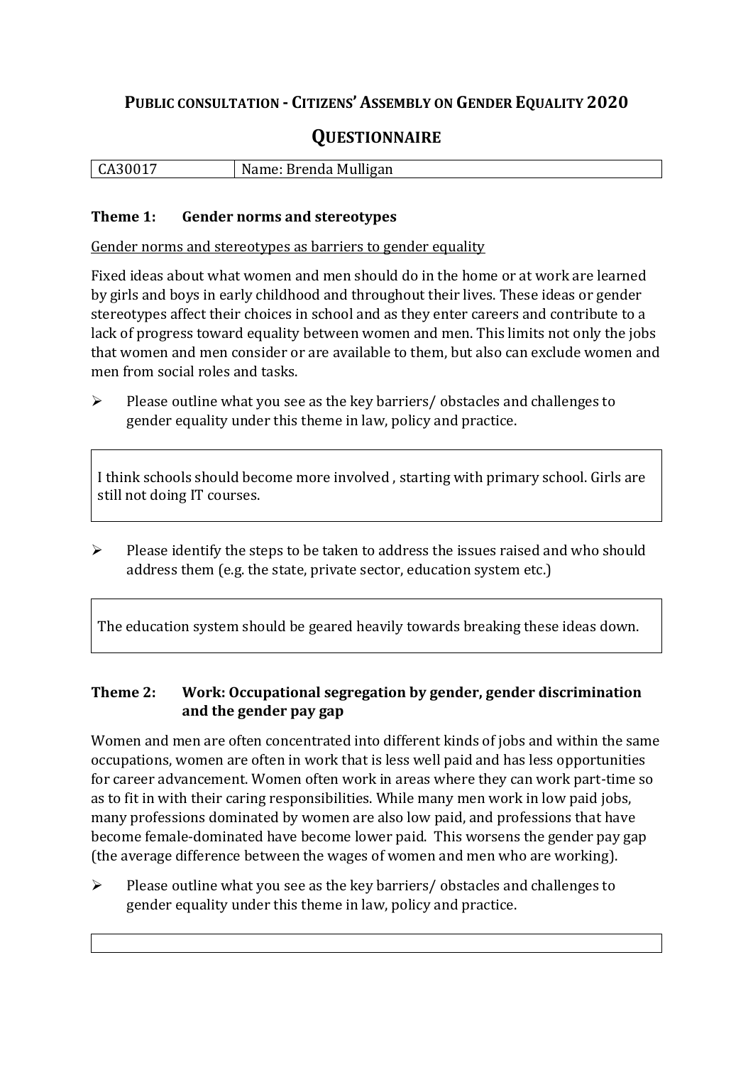# PUBLIC CONSULTATION - CITIZENS' ASSEMBLY ON GENDER EQUALITY 2020

## QUESTIONNAIRE

| CA30017 | Name: Brenda Mulligan |
|---|---|

### Theme 1: Gender norms and stereotypes

<u>Gender norms and stereotypes as barriers to gender equality</u>

Fixed ideas about what women and men should do in the home or at work are learned by girls and boys in early childhood and throughout their lives. These ideas or gender stereotypes affect their choices in school and as they enter careers and contribute to a lack of progress toward equality between women and men. This limits not only the jobs that women and men consider or are available to them, but also can exclude women and men from social roles and tasks.

➢ Please outline what you see as the key barriers/ obstacles and challenges to gender equality under this theme in law, policy and practice.

> I think schools should become more involved , starting with primary school. Girls are still not doing IT courses.

➢ Please identify the steps to be taken to address the issues raised and who should address them (e.g. the state, private sector, education system etc.)

> The education system should be geared heavily towards breaking these ideas down.

### Theme 2: Work: Occupational segregation by gender, gender discrimination and the gender pay gap

Women and men are often concentrated into different kinds of jobs and within the same occupations, women are often in work that is less well paid and has less opportunities for career advancement. Women often work in areas where they can work part-time so as to fit in with their caring responsibilities. While many men work in low paid jobs, many professions dominated by women are also low paid, and professions that have become female-dominated have become lower paid. This worsens the gender pay gap (the average difference between the wages of women and men who are working).

➢ Please outline what you see as the key barriers/ obstacles and challenges to gender equality under this theme in law, policy and practice.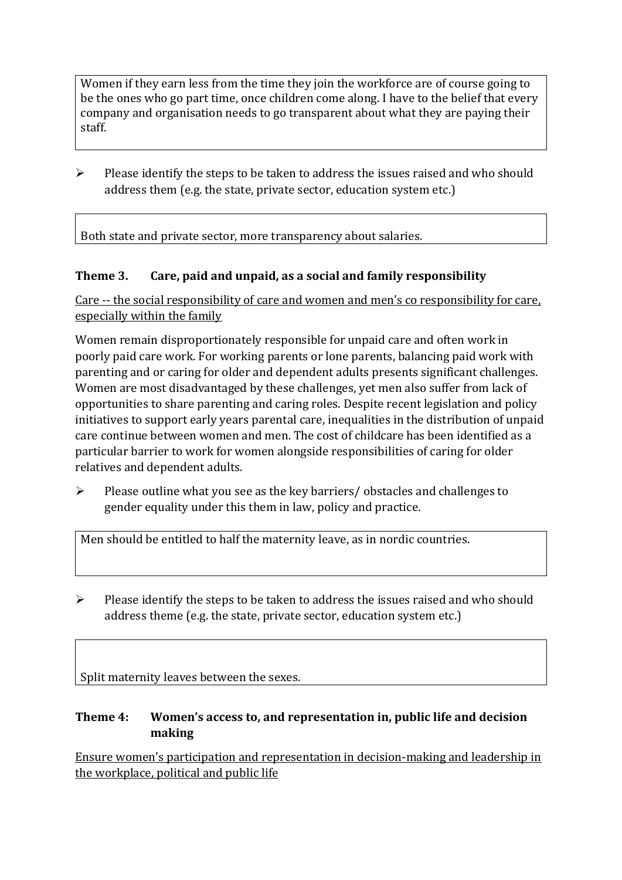Women if they earn less from the time they join the workforce are of course going to be the ones who go part time, once children come along. I have to the belief that every company and organisation needs to go transparent about what they are paying their staff.

➢ Please identify the steps to be taken to address the issues raised and who should address them (e.g. the state, private sector, education system etc.)

Both state and private sector, more transparency about salaries.

### Theme 3. Care, paid and unpaid, as a social and family responsibility

<u>Care -- the social responsibility of care and women and men's co responsibility for care, especially within the family</u>

Women remain disproportionately responsible for unpaid care and often work in poorly paid care work. For working parents or lone parents, balancing paid work with parenting and or caring for older and dependent adults presents significant challenges. Women are most disadvantaged by these challenges, yet men also suffer from lack of opportunities to share parenting and caring roles. Despite recent legislation and policy initiatives to support early years parental care, inequalities in the distribution of unpaid care continue between women and men. The cost of childcare has been identified as a particular barrier to work for women alongside responsibilities of caring for older relatives and dependent adults.

➢ Please outline what you see as the key barriers/ obstacles and challenges to gender equality under this them in law, policy and practice.

Men should be entitled to half the maternity leave, as in nordic countries.

➢ Please identify the steps to be taken to address the issues raised and who should address theme (e.g. the state, private sector, education system etc.)

Split maternity leaves between the sexes.

### Theme 4: Women's access to, and representation in, public life and decision making

<u>Ensure women's participation and representation in decision-making and leadership in the workplace, political and public life</u>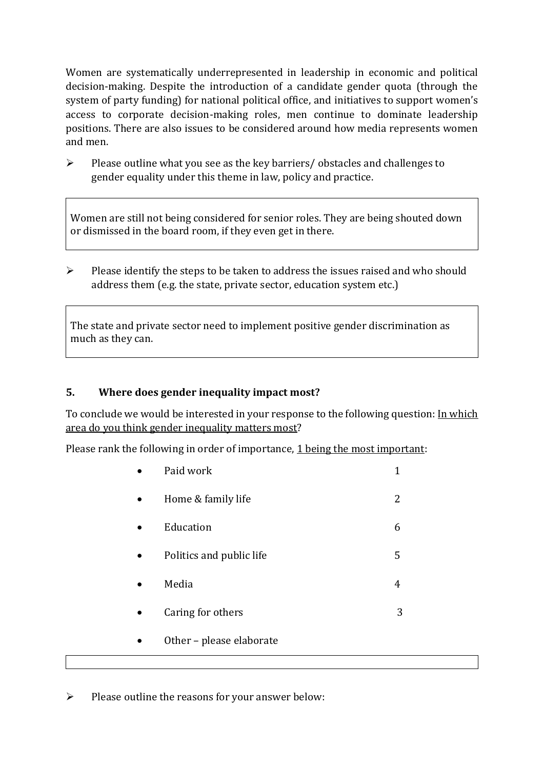Women are systematically underrepresented in leadership in economic and political decision-making. Despite the introduction of a candidate gender quota (through the system of party funding) for national political office, and initiatives to support women's access to corporate decision-making roles, men continue to dominate leadership positions. There are also issues to be considered around how media represents women and men.

- Please outline what you see as the key barriers/ obstacles and challenges to gender equality under this theme in law, policy and practice.

> Women are still not being considered for senior roles. They are being shouted down or dismissed in the board room, if they even get in there.

- Please identify the steps to be taken to address the issues raised and who should address them (e.g. the state, private sector, education system etc.)

> The state and private sector need to implement positive gender discrimination as much as they can.

## 5. Where does gender inequality impact most?

To conclude we would be interested in your response to the following question: <u>In which area do you think gender inequality matters most</u>?

Please rank the following in order of importance, <u>1 being the most important</u>:

| Area | Rank |
| --- | --- |
| Paid work | 1 |
| Home & family life | 2 |
| Education | 6 |
| Politics and public life | 5 |
| Media | 4 |
| Caring for others | 3 |
| Other – please elaborate | |

- Please outline the reasons for your answer below: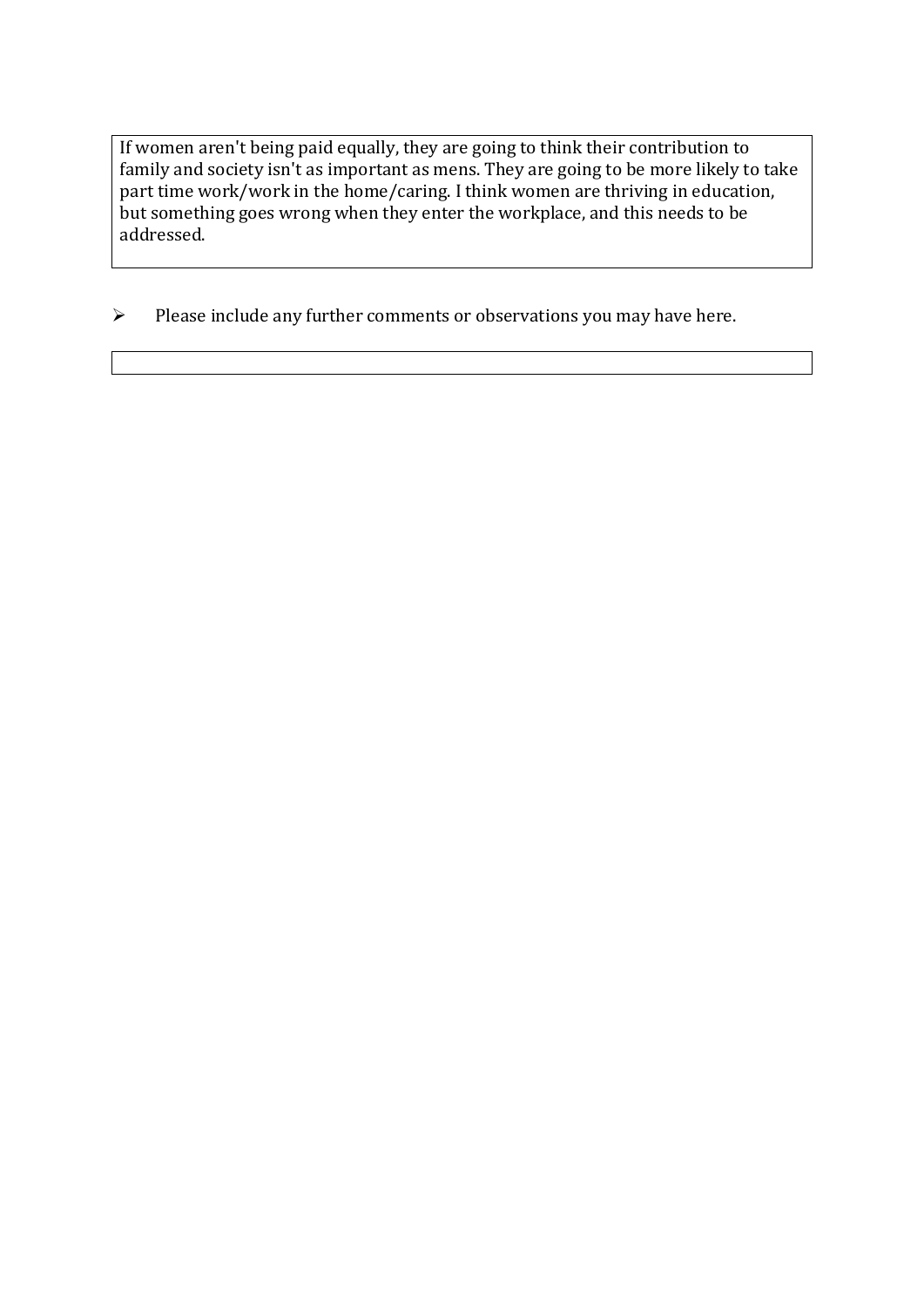If women aren't being paid equally, they are going to think their contribution to family and society isn't as important as mens. They are going to be more likely to take part time work/work in the home/caring. I think women are thriving in education, but something goes wrong when they enter the workplace, and this needs to be addressed.

- Please include any further comments or observations you may have here.